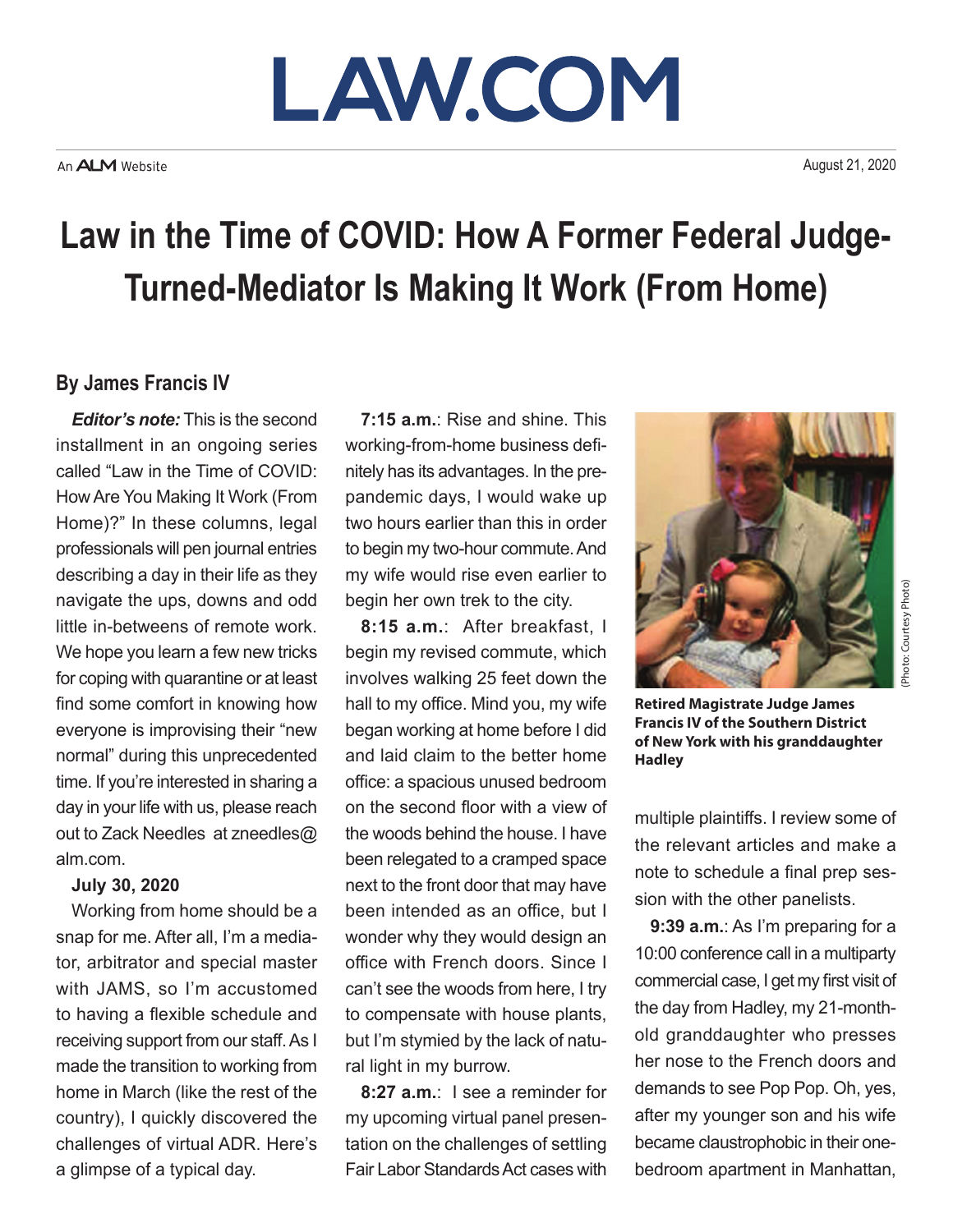# LAW.COM

An ALM Website

August 21, 2020

# Law in the Time of COVID: How A Former Federal Judge-Turned-Mediator Is Making It Work (From Home)

## By James Francis IV

***Editor's note:*** This is the second installment in an ongoing series called "Law in the Time of COVID: How Are You Making It Work (From Home)?" In these columns, legal professionals will pen journal entries describing a day in their life as they navigate the ups, downs and odd little in-betweens of remote work. We hope you learn a few new tricks for coping with quarantine or at least find some comfort in knowing how everyone is improvising their "new normal" during this unprecedented time. If you're interested in sharing a day in your life with us, please reach out to Zack Needles at zneedles@alm.com.

**July 30, 2020**

Working from home should be a snap for me. After all, I'm a mediator, arbitrator and special master with JAMS, so I'm accustomed to having a flexible schedule and receiving support from our staff. As I made the transition to working from home in March (like the rest of the country), I quickly discovered the challenges of virtual ADR. Here's a glimpse of a typical day.

**7:15 a.m.**: Rise and shine. This working-from-home business definitely has its advantages. In the pre-pandemic days, I would wake up two hours earlier than this in order to begin my two-hour commute. And my wife would rise even earlier to begin her own trek to the city.

**8:15 a.m.**: After breakfast, I begin my revised commute, which involves walking 25 feet down the hall to my office. Mind you, my wife began working at home before I did and laid claim to the better home office: a spacious unused bedroom on the second floor with a view of the woods behind the house. I have been relegated to a cramped space next to the front door that may have been intended as an office, but I wonder why they would design an office with French doors. Since I can't see the woods from here, I try to compensate with house plants, but I'm stymied by the lack of natural light in my burrow.

**8:27 a.m.**: I see a reminder for my upcoming virtual panel presentation on the challenges of settling Fair Labor Standards Act cases with multiple plaintiffs. I review some of the relevant articles and make a note to schedule a final prep session with the other panelists.

**Retired Magistrate Judge James Francis IV of the Southern District of New York with his granddaughter Hadley**

(Photo: Courtesy Photo)

**9:39 a.m.**: As I'm preparing for a 10:00 conference call in a multiparty commercial case, I get my first visit of the day from Hadley, my 21-month-old granddaughter who presses her nose to the French doors and demands to see Pop Pop. Oh, yes, after my younger son and his wife became claustrophobic in their one-bedroom apartment in Manhattan,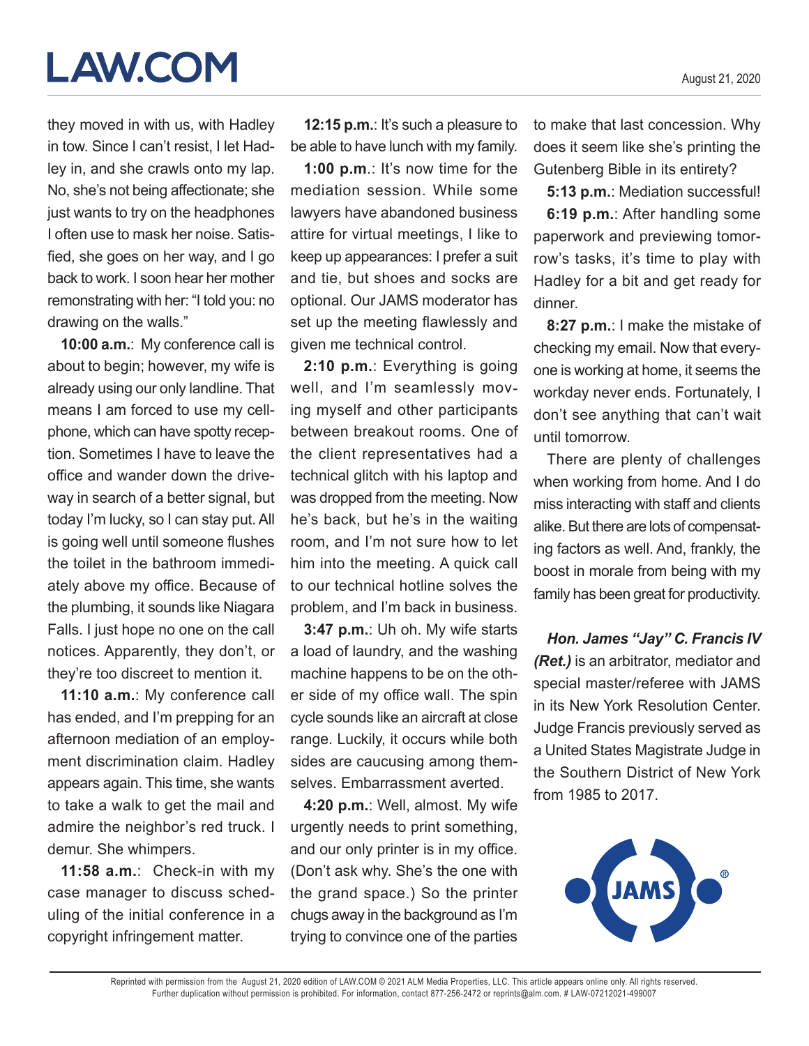they moved in with us, with Hadley in tow. Since I can't resist, I let Hadley in, and she crawls onto my lap. No, she's not being affectionate; she just wants to try on the headphones I often use to mask her noise. Satisfied, she goes on her way, and I go back to work. I soon hear her mother remonstrating with her: "I told you: no drawing on the walls."

**10:00 a.m.**: My conference call is about to begin; however, my wife is already using our only landline. That means I am forced to use my cellphone, which can have spotty reception. Sometimes I have to leave the office and wander down the driveway in search of a better signal, but today I'm lucky, so I can stay put. All is going well until someone flushes the toilet in the bathroom immediately above my office. Because of the plumbing, it sounds like Niagara Falls. I just hope no one on the call notices. Apparently, they don't, or they're too discreet to mention it.

**11:10 a.m.**: My conference call has ended, and I'm prepping for an afternoon mediation of an employment discrimination claim. Hadley appears again. This time, she wants to take a walk to get the mail and admire the neighbor's red truck. I demur. She whimpers.

**11:58 a.m.**: Check-in with my case manager to discuss scheduling of the initial conference in a copyright infringement matter.

**12:15 p.m.**: It's such a pleasure to be able to have lunch with my family.

**1:00 p.m**.: It's now time for the mediation session. While some lawyers have abandoned business attire for virtual meetings, I like to keep up appearances: I prefer a suit and tie, but shoes and socks are optional. Our JAMS moderator has set up the meeting flawlessly and given me technical control.

**2:10 p.m.**: Everything is going well, and I'm seamlessly moving myself and other participants between breakout rooms. One of the client representatives had a technical glitch with his laptop and was dropped from the meeting. Now he's back, but he's in the waiting room, and I'm not sure how to let him into the meeting. A quick call to our technical hotline solves the problem, and I'm back in business.

**3:47 p.m.**: Uh oh. My wife starts a load of laundry, and the washing machine happens to be on the other side of my office wall. The spin cycle sounds like an aircraft at close range. Luckily, it occurs while both sides are caucusing among themselves. Embarrassment averted.

**4:20 p.m.**: Well, almost. My wife urgently needs to print something, and our only printer is in my office. (Don't ask why. She's the one with the grand space.) So the printer chugs away in the background as I'm trying to convince one of the parties to make that last concession. Why does it seem like she's printing the Gutenberg Bible in its entirety?

**5:13 p.m.**: Mediation successful!

**6:19 p.m.**: After handling some paperwork and previewing tomorrow's tasks, it's time to play with Hadley for a bit and get ready for dinner.

**8:27 p.m.**: I make the mistake of checking my email. Now that everyone is working at home, it seems the workday never ends. Fortunately, I don't see anything that can't wait until tomorrow.

There are plenty of challenges when working from home. And I do miss interacting with staff and clients alike. But there are lots of compensating factors as well. And, frankly, the boost in morale from being with my family has been great for productivity.

***Hon. James "Jay" C. Francis IV (Ret.)*** is an arbitrator, mediator and special master/referee with JAMS in its New York Resolution Center. Judge Francis previously served as a United States Magistrate Judge in the Southern District of New York from 1985 to 2017.

Reprinted with permission from the August 21, 2020 edition of LAW.COM © 2021 ALM Media Properties, LLC. This article appears online only. All rights reserved. Further duplication without permission is prohibited. For information, contact 877-256-2472 or reprints@alm.com. # LAW-07212021-499007